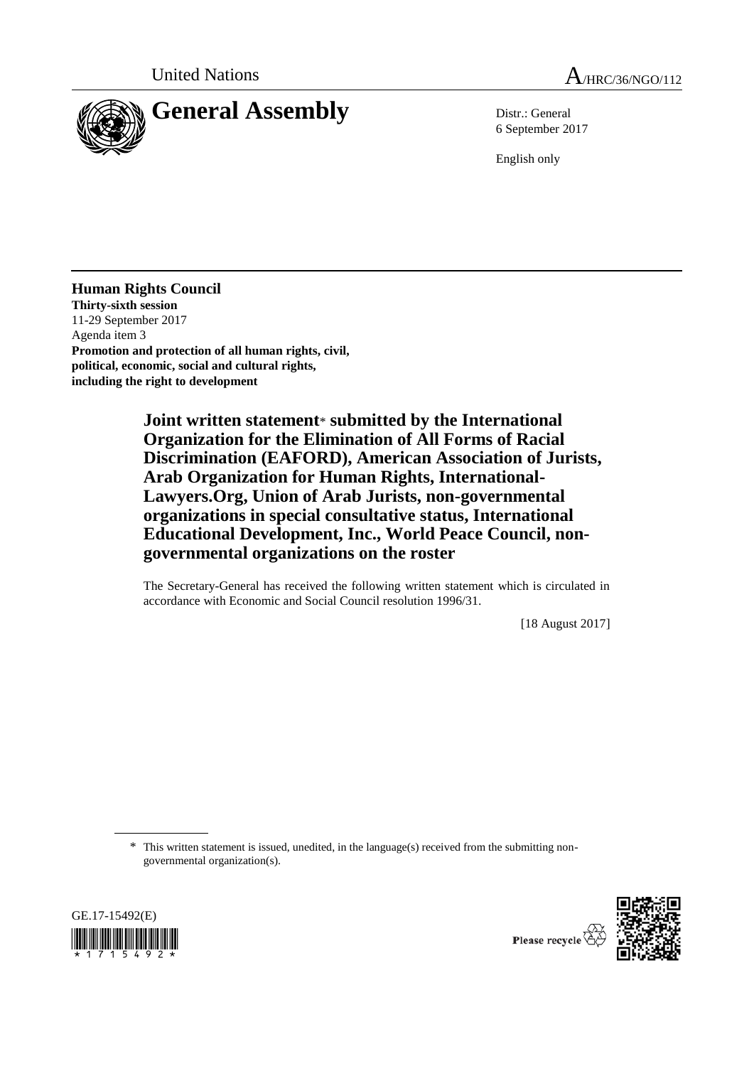United Nations

A/HRC/36/NGO/112

# General Assembly

Distr.: General
6 September 2017

English only

**Human Rights Council**
**Thirty-sixth session**
11-29 September 2017
Agenda item 3
**Promotion and protection of all human rights, civil, political, economic, social and cultural rights, including the right to development**

## Joint written statement* submitted by the International Organization for the Elimination of All Forms of Racial Discrimination (EAFORD), American Association of Jurists, Arab Organization for Human Rights, International-Lawyers.Org, Union of Arab Jurists, non-governmental organizations in special consultative status, International Educational Development, Inc., World Peace Council, non-governmental organizations on the roster

The Secretary-General has received the following written statement which is circulated in accordance with Economic and Social Council resolution 1996/31.

[18 August 2017]

\* This written statement is issued, unedited, in the language(s) received from the submitting non-governmental organization(s).

GE.17-15492(E)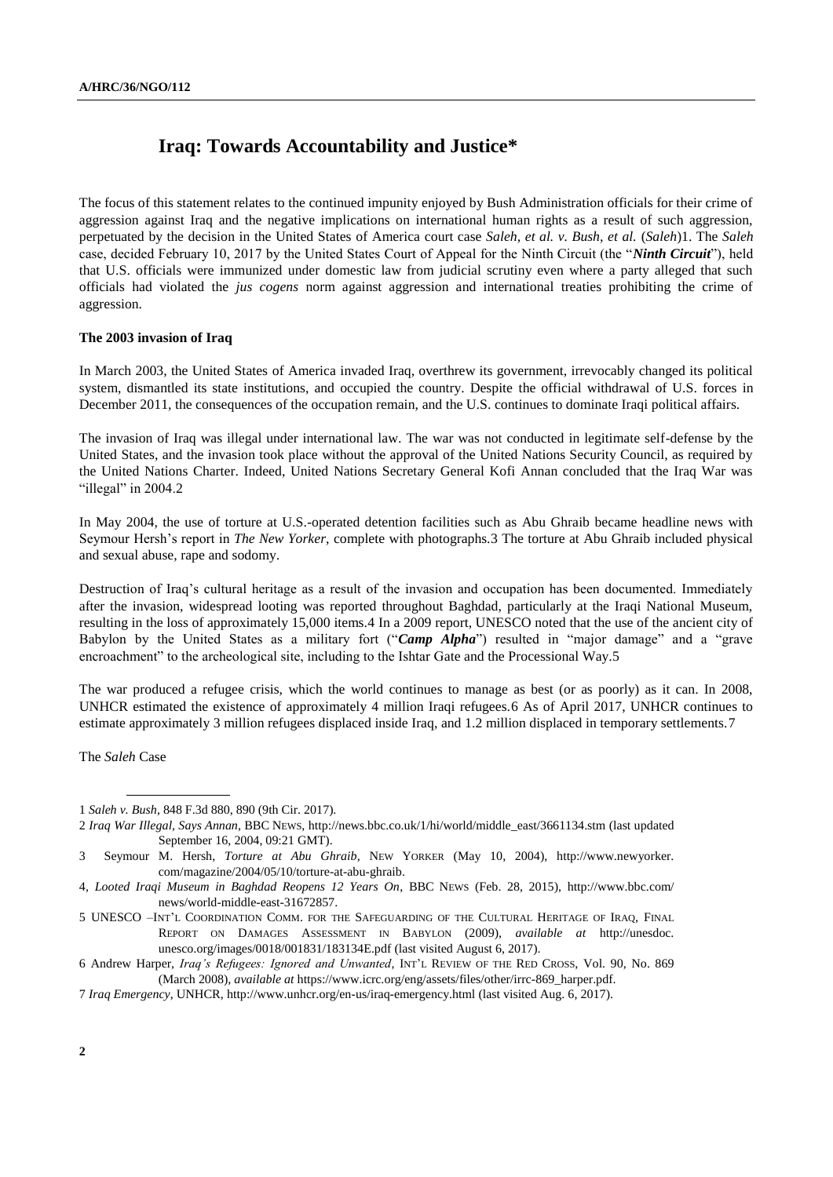# Iraq: Towards Accountability and Justice*

The focus of this statement relates to the continued impunity enjoyed by Bush Administration officials for their crime of aggression against Iraq and the negative implications on international human rights as a result of such aggression, perpetuated by the decision in the United States of America court case *Saleh, et al. v. Bush, et al.* (*Saleh*)[1]. The *Saleh* case, decided February 10, 2017 by the United States Court of Appeal for the Ninth Circuit (the "***Ninth Circuit***"), held that U.S. officials were immunized under domestic law from judicial scrutiny even where a party alleged that such officials had violated the *jus cogens* norm against aggression and international treaties prohibiting the crime of aggression.

**The 2003 invasion of Iraq**

In March 2003, the United States of America invaded Iraq, overthrew its government, irrevocably changed its political system, dismantled its state institutions, and occupied the country. Despite the official withdrawal of U.S. forces in December 2011, the consequences of the occupation remain, and the U.S. continues to dominate Iraqi political affairs.

The invasion of Iraq was illegal under international law. The war was not conducted in legitimate self-defense by the United States, and the invasion took place without the approval of the United Nations Security Council, as required by the United Nations Charter. Indeed, United Nations Secretary General Kofi Annan concluded that the Iraq War was "illegal" in 2004.[2]

In May 2004, the use of torture at U.S.-operated detention facilities such as Abu Ghraib became headline news with Seymour Hersh's report in *The New Yorker*, complete with photographs.[3] The torture at Abu Ghraib included physical and sexual abuse, rape and sodomy.

Destruction of Iraq's cultural heritage as a result of the invasion and occupation has been documented. Immediately after the invasion, widespread looting was reported throughout Baghdad, particularly at the Iraqi National Museum, resulting in the loss of approximately 15,000 items.[4] In a 2009 report, UNESCO noted that the use of the ancient city of Babylon by the United States as a military fort ("***Camp Alpha***") resulted in "major damage" and a "grave encroachment" to the archeological site, including to the Ishtar Gate and the Processional Way.[5]

The war produced a refugee crisis, which the world continues to manage as best (or as poorly) as it can. In 2008, UNHCR estimated the existence of approximately 4 million Iraqi refugees.[6] As of April 2017, UNHCR continues to estimate approximately 3 million refugees displaced inside Iraq, and 1.2 million displaced in temporary settlements.[7]

The *Saleh* Case

---

1 *Saleh v. Bush*, 848 F.3d 880, 890 (9th Cir. 2017).

2 *Iraq War Illegal, Says Annan*, BBC NEWS, http://news.bbc.co.uk/1/hi/world/middle_east/3661134.stm (last updated September 16, 2004, 09:21 GMT).

3 Seymour M. Hersh, *Torture at Abu Ghraib*, NEW YORKER (May 10, 2004), http://www.newyorker.com/magazine/2004/05/10/torture-at-abu-ghraib.

4, *Looted Iraqi Museum in Baghdad Reopens 12 Years On*, BBC NEWS (Feb. 28, 2015), http://www.bbc.com/news/world-middle-east-31672857.

5 UNESCO –INT'L COORDINATION COMM. FOR THE SAFEGUARDING OF THE CULTURAL HERITAGE OF IRAQ, FINAL REPORT ON DAMAGES ASSESSMENT IN BABYLON (2009), *available at* http://unesdoc.unesco.org/images/0018/001831/183134E.pdf (last visited August 6, 2017).

6 Andrew Harper, *Iraq's Refugees: Ignored and Unwanted*, INT'L REVIEW OF THE RED CROSS, Vol. 90, No. 869 (March 2008), *available at* https://www.icrc.org/eng/assets/files/other/irrc-869_harper.pdf.

7 *Iraq Emergency*, UNHCR, http://www.unhcr.org/en-us/iraq-emergency.html (last visited Aug. 6, 2017).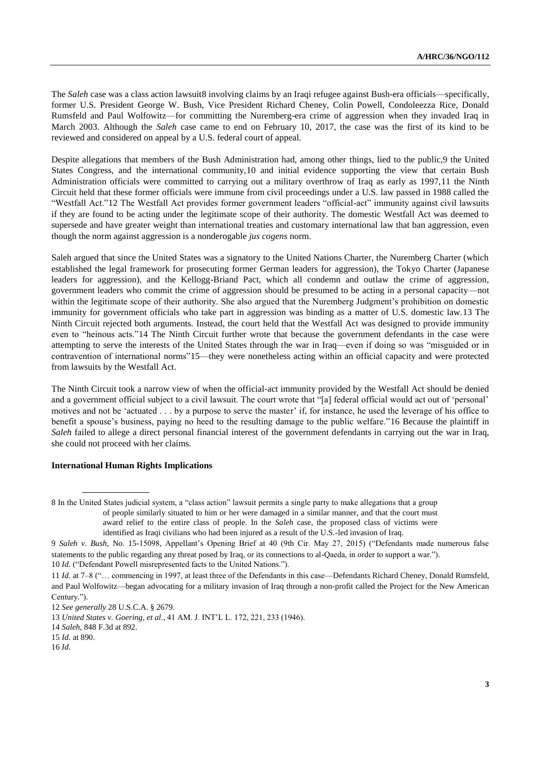The *Saleh* case was a class action lawsuit[8] involving claims by an Iraqi refugee against Bush-era officials—specifically, former U.S. President George W. Bush, Vice President Richard Cheney, Colin Powell, Condoleezza Rice, Donald Rumsfeld and Paul Wolfowitz—for committing the Nuremberg-era crime of aggression when they invaded Iraq in March 2003. Although the *Saleh* case came to end on February 10, 2017, the case was the first of its kind to be reviewed and considered on appeal by a U.S. federal court of appeal.

Despite allegations that members of the Bush Administration had, among other things, lied to the public,[9] the United States Congress, and the international community,[10] and initial evidence supporting the view that certain Bush Administration officials were committed to carrying out a military overthrow of Iraq as early as 1997,[11] the Ninth Circuit held that these former officials were immune from civil proceedings under a U.S. law passed in 1988 called the "Westfall Act."[12] The Westfall Act provides former government leaders "official-act" immunity against civil lawsuits if they are found to be acting under the legitimate scope of their authority. The domestic Westfall Act was deemed to supersede and have greater weight than international treaties and customary international law that ban aggression, even though the norm against aggression is a nonderogable *jus cogens* norm.

Saleh argued that since the United States was a signatory to the United Nations Charter, the Nuremberg Charter (which established the legal framework for prosecuting former German leaders for aggression), the Tokyo Charter (Japanese leaders for aggression), and the Kellogg-Briand Pact, which all condemn and outlaw the crime of aggression, government leaders who commit the crime of aggression should be presumed to be acting in a personal capacity—not within the legitimate scope of their authority. She also argued that the Nuremberg Judgment's prohibition on domestic immunity for government officials who take part in aggression was binding as a matter of U.S. domestic law.[13] The Ninth Circuit rejected both arguments. Instead, the court held that the Westfall Act was designed to provide immunity even to "heinous acts."[14] The Ninth Circuit further wrote that because the government defendants in the case were attempting to serve the interests of the United States through the war in Iraq—even if doing so was "misguided or in contravention of international norms"[15]—they were nonetheless acting within an official capacity and were protected from lawsuits by the Westfall Act.

The Ninth Circuit took a narrow view of when the official-act immunity provided by the Westfall Act should be denied and a government official subject to a civil lawsuit. The court wrote that "[a] federal official would act out of 'personal' motives and not be 'actuated . . . by a purpose to serve the master' if, for instance, he used the leverage of his office to benefit a spouse's business, paying no heed to the resulting damage to the public welfare."[16] Because the plaintiff in *Saleh* failed to allege a direct personal financial interest of the government defendants in carrying out the war in Iraq, she could not proceed with her claims.

**International Human Rights Implications**

---

8 In the United States judicial system, a "class action" lawsuit permits a single party to make allegations that a group of people similarly situated to him or her were damaged in a similar manner, and that the court must award relief to the entire class of people. In the *Saleh* case, the proposed class of victims were identified as Iraqi civilians who had been injured as a result of the U.S.-led invasion of Iraq.

9 *Saleh v. Bush*, No. 15-15098, Appellant's Opening Brief at 40 (9th Cir. May 27, 2015) ("Defendants made numerous false statements to the public regarding any threat posed by Iraq, or its connections to al-Qaeda, in order to support a war.").

10 *Id.* ("Defendant Powell misrepresented facts to the United Nations.").

11 *Id.* at 7–8 ("… commencing in 1997, at least three of the Defendants in this case—Defendants Richard Cheney, Donald Rumsfeld, and Paul Wolfowitz—began advocating for a military invasion of Iraq through a non-profit called the Project for the New American Century.").

12 *See generally* 28 U.S.C.A. § 2679.

13 *United States v. Goering, et al*., 41 AM. J. INT'L L. 172, 221, 233 (1946).

14 *Saleh*, 848 F.3d at 892.

15 *Id*. at 890.

16 *Id*.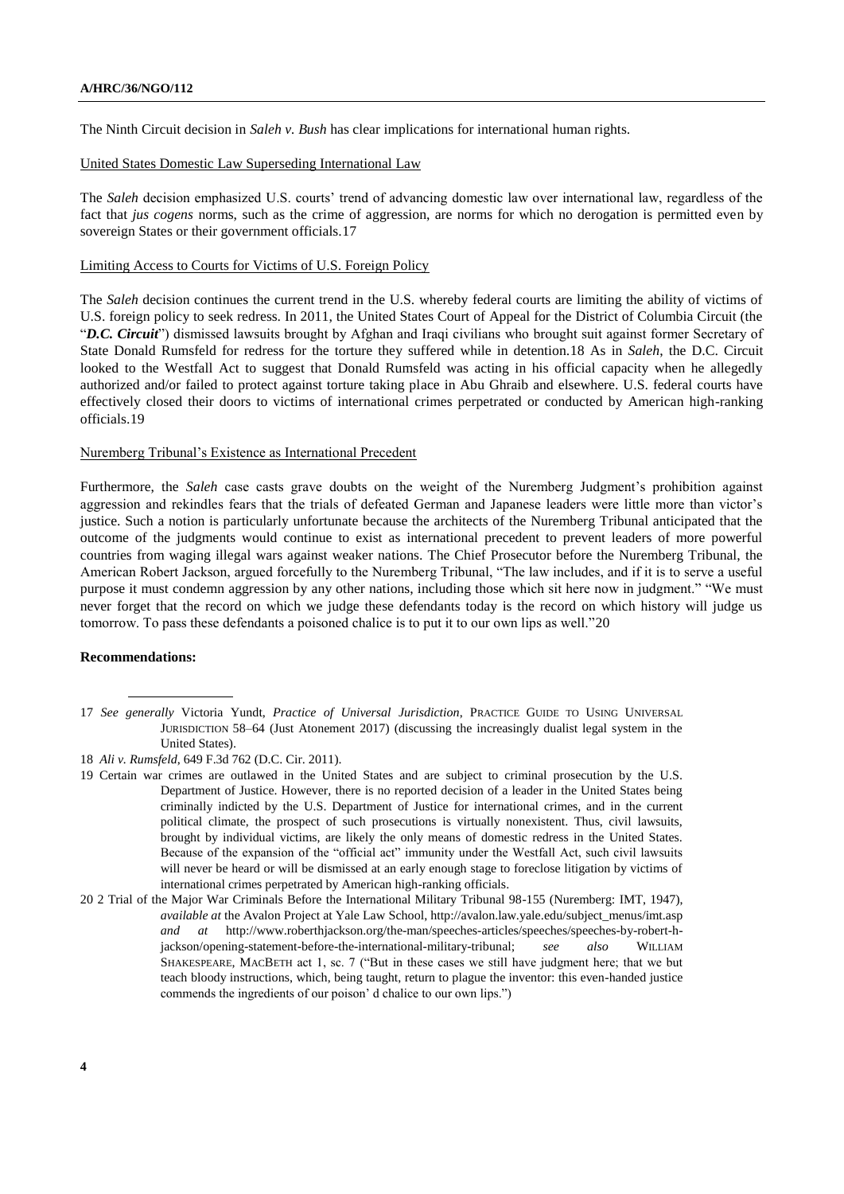The Ninth Circuit decision in *Saleh v. Bush* has clear implications for international human rights.

United States Domestic Law Superseding International Law

The *Saleh* decision emphasized U.S. courts' trend of advancing domestic law over international law, regardless of the fact that *jus cogens* norms, such as the crime of aggression, are norms for which no derogation is permitted even by sovereign States or their government officials.[17]

Limiting Access to Courts for Victims of U.S. Foreign Policy

The *Saleh* decision continues the current trend in the U.S. whereby federal courts are limiting the ability of victims of U.S. foreign policy to seek redress. In 2011, the United States Court of Appeal for the District of Columbia Circuit (the "***D.C. Circuit***") dismissed lawsuits brought by Afghan and Iraqi civilians who brought suit against former Secretary of State Donald Rumsfeld for redress for the torture they suffered while in detention.[18] As in *Saleh*, the D.C. Circuit looked to the Westfall Act to suggest that Donald Rumsfeld was acting in his official capacity when he allegedly authorized and/or failed to protect against torture taking place in Abu Ghraib and elsewhere. U.S. federal courts have effectively closed their doors to victims of international crimes perpetrated or conducted by American high-ranking officials.[19]

Nuremberg Tribunal's Existence as International Precedent

Furthermore, the *Saleh* case casts grave doubts on the weight of the Nuremberg Judgment's prohibition against aggression and rekindles fears that the trials of defeated German and Japanese leaders were little more than victor's justice. Such a notion is particularly unfortunate because the architects of the Nuremberg Tribunal anticipated that the outcome of the judgments would continue to exist as international precedent to prevent leaders of more powerful countries from waging illegal wars against weaker nations. The Chief Prosecutor before the Nuremberg Tribunal, the American Robert Jackson, argued forcefully to the Nuremberg Tribunal, "The law includes, and if it is to serve a useful purpose it must condemn aggression by any other nations, including those which sit here now in judgment." "We must never forget that the record on which we judge these defendants today is the record on which history will judge us tomorrow. To pass these defendants a poisoned chalice is to put it to our own lips as well."[20]

**Recommendations:**

---

17 *See generally* Victoria Yundt, *Practice of Universal Jurisdiction*, PRACTICE GUIDE TO USING UNIVERSAL JURISDICTION 58–64 (Just Atonement 2017) (discussing the increasingly dualist legal system in the United States).

18 *Ali v. Rumsfeld*, 649 F.3d 762 (D.C. Cir. 2011).

19 Certain war crimes are outlawed in the United States and are subject to criminal prosecution by the U.S. Department of Justice. However, there is no reported decision of a leader in the United States being criminally indicted by the U.S. Department of Justice for international crimes, and in the current political climate, the prospect of such prosecutions is virtually nonexistent. Thus, civil lawsuits, brought by individual victims, are likely the only means of domestic redress in the United States. Because of the expansion of the "official act" immunity under the Westfall Act, such civil lawsuits will never be heard or will be dismissed at an early enough stage to foreclose litigation by victims of international crimes perpetrated by American high-ranking officials.

20 2 Trial of the Major War Criminals Before the International Military Tribunal 98-155 (Nuremberg: IMT, 1947), *available at* the Avalon Project at Yale Law School, http://avalon.law.yale.edu/subject_menus/imt.asp *and at* http://www.roberthjackson.org/the-man/speeches-articles/speeches/speeches-by-robert-h-jackson/opening-statement-before-the-international-military-tribunal; *see also* WILLIAM SHAKESPEARE, MACBETH act 1, sc. 7 ("But in these cases we still have judgment here; that we but teach bloody instructions, which, being taught, return to plague the inventor: this even-handed justice commends the ingredients of our poison' d chalice to our own lips.")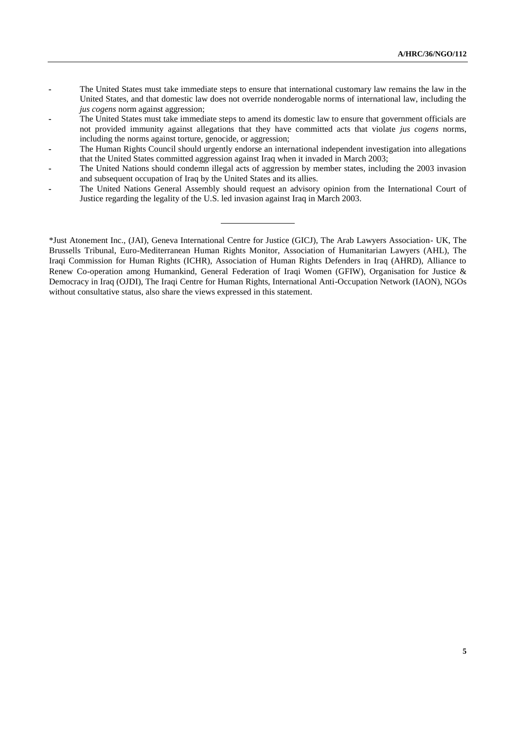- The United States must take immediate steps to ensure that international customary law remains the law in the United States, and that domestic law does not override nonderogable norms of international law, including the *jus cogens* norm against aggression;
- The United States must take immediate steps to amend its domestic law to ensure that government officials are not provided immunity against allegations that they have committed acts that violate *jus cogens* norms, including the norms against torture, genocide, or aggression;
- The Human Rights Council should urgently endorse an international independent investigation into allegations that the United States committed aggression against Iraq when it invaded in March 2003;
- The United Nations should condemn illegal acts of aggression by member states, including the 2003 invasion and subsequent occupation of Iraq by the United States and its allies.
- The United Nations General Assembly should request an advisory opinion from the International Court of Justice regarding the legality of the U.S. led invasion against Iraq in March 2003.

---

*Just Atonement Inc., (JAI), Geneva International Centre for Justice (GICJ), The Arab Lawyers Association- UK, The Brussells Tribunal, Euro-Mediterranean Human Rights Monitor, Association of Humanitarian Lawyers (AHL), The Iraqi Commission for Human Rights (ICHR), Association of Human Rights Defenders in Iraq (AHRD), Alliance to Renew Co-operation among Humankind, General Federation of Iraqi Women (GFIW), Organisation for Justice & Democracy in Iraq (OJDI), The Iraqi Centre for Human Rights, International Anti-Occupation Network (IAON), NGOs without consultative status, also share the views expressed in this statement.